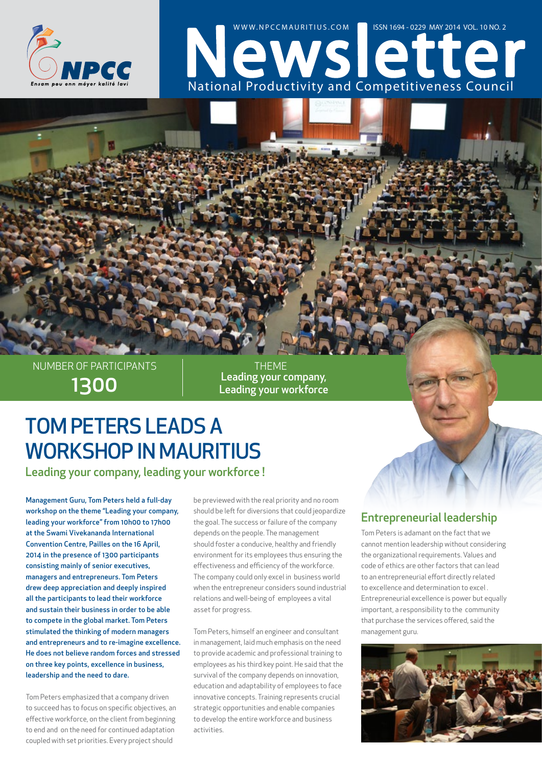NPCC

Ensam pou enn méyer kalité lavi

WWW.NPCCMAURITIUS.COM ISSN 1694 - 0229 MAY 2014 VOL. 10 NO. 2

# Newsletter

National Productivity and Competitiveness Council

NUMBER OF PARTICIPANTS

**1300**

THEME

**Leading your company, Leading your workforce**

# TOM PETERS LEADS A WORKSHOP IN MAURITIUS

## Leading your company, leading your workforce !

**Management Guru, Tom Peters held a full-day workshop on the theme "Leading your company, leading your workforce" from 10h00 to 17h00 at the Swami Vivekananda International Convention Centre, Pailles on the 16 April, 2014 in the presence of 1300 participants consisting mainly of senior executives, managers and entrepreneurs. Tom Peters drew deep appreciation and deeply inspired all the participants to lead their workforce and sustain their business in order to be able to compete in the global market. Tom Peters stimulated the thinking of modern managers and entrepreneurs and to re-imagine excellence. He does not believe random forces and stressed on three key points, excellence in business, leadership and the need to dare.**

Tom Peters emphasized that a company driven to succeed has to focus on specific objectives, an effective workforce, on the client from beginning to end and on the need for continued adaptation coupled with set priorities. Every project should be previewed with the real priority and no room should be left for diversions that could jeopardize the goal. The success or failure of the company depends on the people. The management should foster a conducive, healthy and friendly environment for its employees thus ensuring the effectiveness and efficiency of the workforce. The company could only excel in business world when the entrepreneur considers sound industrial relations and well-being of employees a vital asset for progress.

Tom Peters, himself an engineer and consultant in management, laid much emphasis on the need to provide academic and professional training to employees as his third key point. He said that the survival of the company depends on innovation, education and adaptability of employees to face innovative concepts. Training represents crucial strategic opportunities and enable companies to develop the entire workforce and business activities.

## Entrepreneurial leadership

Tom Peters is adamant on the fact that we cannot mention leadership without considering the organizational requirements. Values and code of ethics are other factors that can lead to excellence and determination to excel . Entrepreneurial excellence is power but equally important, a responsibility to the community that purchase the services offered, said the management guru.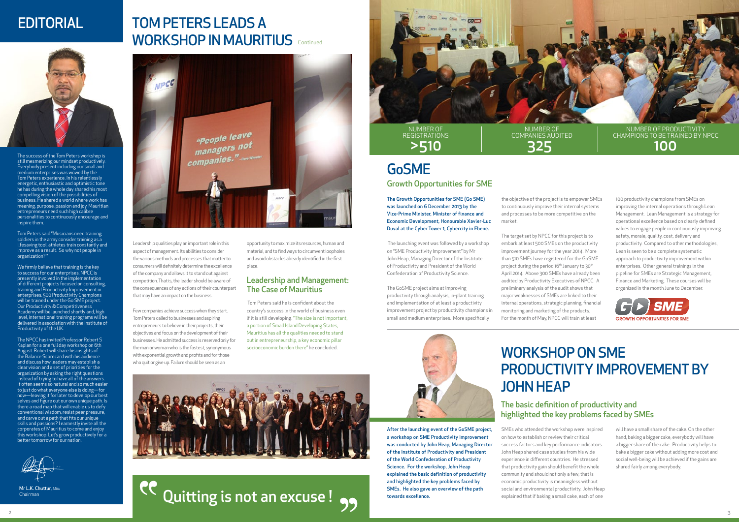# EDITORIAL

The success of the Tom Peters workshop is still mesmerizing our mindset productively. Everybody present including our small and medium enterprises was wowed by the Tom Peters experience. In his relentlessly energetic, enthusiastic and optimistic tone he has during the whole day shared his most compelling vision of the possibilities of business. He shared a world where work has meaning, purpose, passion and joy. Mauritian entrepreneurs need such high calibre personalities to continuously encourage and inspire them.

Tom Peters said "Musicians need training; soldiers in the army consider training as a lifesaving tool, athletes train constantly and improve as a result. So why not people in organization? "

We firmly believe that training is the key to success for our enterprises. NPCC is presently involved in the implementation of different projects focused on consulting, training and Productivity Improvement in enterprises. 500 Productivity Champions will be trained under the Go SME project. Our Productivity & Competitiveness Academy will be launched shortly and, high level, international training programs will be delivered in association with the Institute of Productivity of the UK.

The NPCC has invited Professor Robert S Kaplan for a one full day workshop on 6th August. Robert will share his insights of the Balance Scorecard with his audience and discuss how leaders may establish a clear vision and a set of priorities for the organization by asking the right questions instead of trying to have all of the answers. It often seems so natural and so much easier to just do what everyone else is doing—for now—leaving it for later to develop our best selves and figure out our own unique path. Is there a road map that will enable us to defy conventional wisdom, resist peer pressure, and carve out a path that fits our unique skills and passions? I earnestly invite all the corporates of Mauritius to come and enjoy this workshop. Let's grow productively for a better tomorrow for our nation.

**Mr L.K. Chuttur,** MBA
Chairman

# TOM PETERS LEADS A WORKSHOP IN MAURITIUS Continued

Leadership qualities play an important role in this aspect of management. Its abilities to consider the various methods and processes that matter to consumers will definitely determine the excellence of the company and allows it to stand out against competition. That is, the leader should be aware of the consequences of any actions of their counterpart that may have an impact on the business.

Few companies achieve success when they start. Tom Peters called to businesses and aspiring entrepreneurs to believe in their projects, their objectives and focus on the development of their businesses. He admitted success is reserved only for the man or woman who is the fastest, synonymous with exponential growth and profits and for those who quit or give up. Failure should be seen as an opportunity to maximize its resources, human and material, and to find ways to circumvent loopholes and avoid obstacles already identified in the first place.

## Leadership and Management: The Case of Mauritius

Tom Peters said he is confident about the country's success in the world of business even if it is still developing. "The size is not important, a portion of Small Island Developing States, Mauritius has all the qualities needed to stand out in entrepreneurship, a key economic pillar socioeconomic burden there" he concluded.

> "Quitting is not an excuse !"

| NUMBER OF REGISTRATIONS | NUMBER OF COMPANIES AUDITED | NUMBER OF PRODUCTIVITY CHAMPIONS TO BE TRAINED BY NPCC |
|---|---|---|
| >510 | 325 | 100 |

# GoSME

## Growth Opportunities for SME

**The Growth Opportunities for SME (Go SME) was launched on 6 December 2013 by the Vice-Prime Minister, Minister of finance and Economic Development, Honourable Xavier-Luc Duval at the Cyber Tower 1, Cybercity in Ebene.**

The launching event was followed by a workshop on "SME Productivity Improvement" by Mr John Heap, Managing Director of the Institute of Productivity and President of the World Confederation of Productivity Science.

The GoSME project aims at improving productivity through analysis, in-plant training and implementation of at least a productivity improvement project by productivity champions in small and medium enterprises. More specifically the objective of the project is to empower SMEs to continuously improve their internal systems and processes to be more competitive on the market.

The target set by NPCC for this project is to embark at least 500 SMEs on the productivity improvement journey for the year 2014. More than 510 SMEs have registered for the GoSME project during the period 16th January to 30th April 2014. Above 300 SMEs have already been audited by Productivity Executives of NPCC. A preliminary analysis of the audit shows that major weaknesses of SMEs are linked to their internal operations, strategic planning, financial monitoring and marketing of the products. For the month of May, NPCC will train at least 100 productivity champions from SMEs on improving the internal operations through Lean Management. Lean Management is a strategy for operational excellence based on clearly defined values to engage people in continuously improving safety, morale, quality, cost, delivery and productivity. Compared to other methodologies, Lean is seen to be a complete systematic approach to productivity improvement within enterprises. Other general trainings in the pipeline for SMEs are Strategic Management, Finance and Marketing. These courses will be organized in the month June to December.

# WORKSHOP ON SME PRODUCTIVITY IMPROVEMENT BY JOHN HEAP

## The basic definition of productivity and highlighted the key problems faced by SMEs

**After the launching event of the GoSME project, a workshop on SME Productivity Improvement was conducted by John Heap, Managing Director of the Institute of Productivity and President of the World Confederation of Productivity Science. For the workshop, John Heap explained the basic definition of productivity and highlighted the key problems faced by SMEs. He also gave an overview of the path towards excellence.**

SMEs who attended the workshop were inspired on how to establish or review their critical success factors and key performance indicators. John Heap shared case studies from his wide experience in different countries. He stressed that productivity gain should benefit the whole community and should not only a few; that is economic productivity is meaningless without social and environmental productivity. John Heap explained that if baking a small cake, each of one will have a small share of the cake. On the other hand, baking a bigger cake, everybody will have a bigger share of the cake. Productivity helps to bake a bigger cake without adding more cost and social well-being will be achieved if the gains are shared fairly among everybody.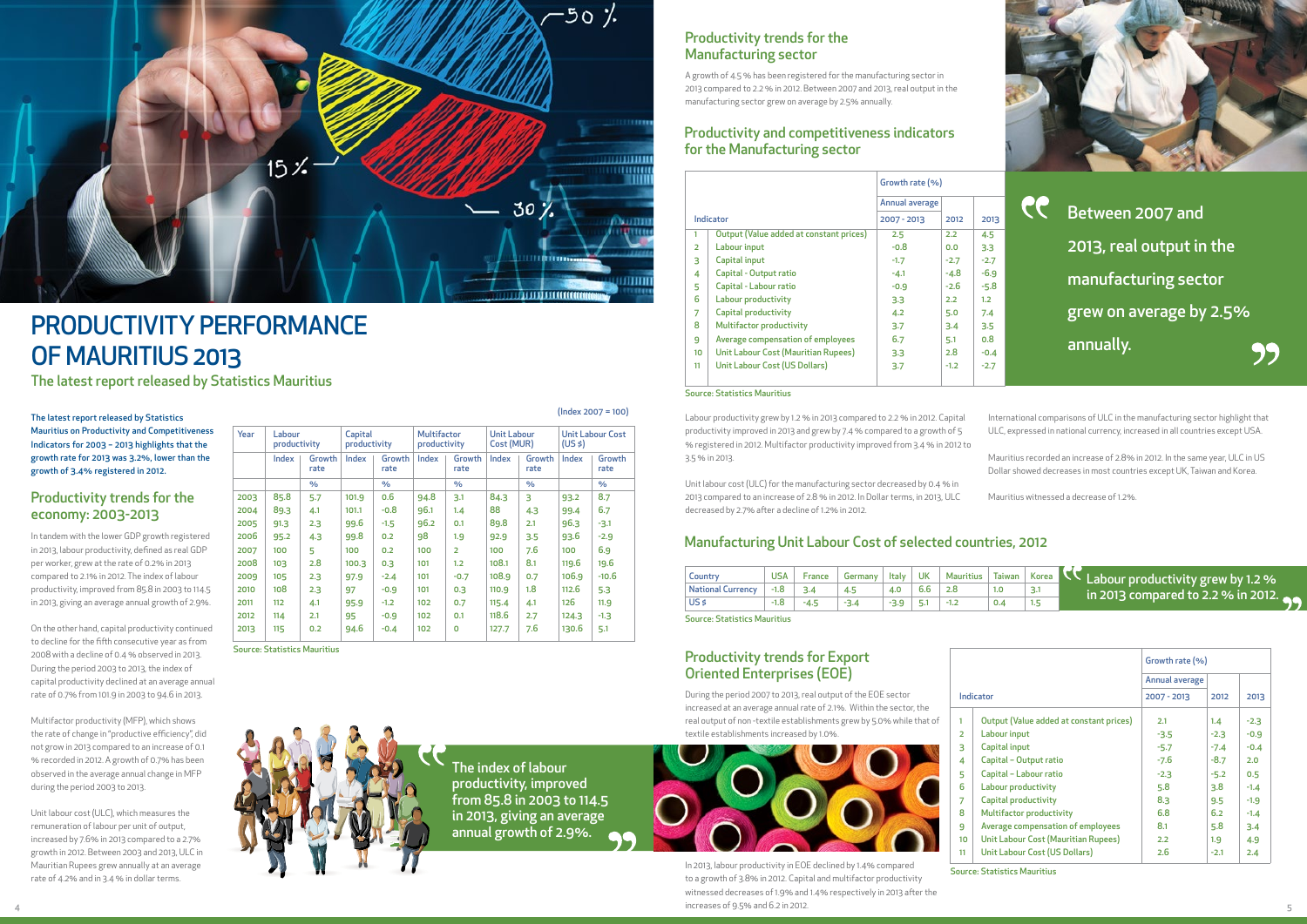# PRODUCTIVITY PERFORMANCE OF MAURITIUS 2013

## The latest report released by Statistics Mauritius

**The latest report released by Statistics Mauritius on Productivity and Competitiveness Indicators for 2003 – 2013 highlights that the growth rate for 2013 was 3.2%, lower than the growth of 3.4% registered in 2012.**

## Productivity trends for the economy: 2003-2013

In tandem with the lower GDP growth registered in 2013, labour productivity, defined as real GDP per worker, grew at the rate of 0.2% in 2013 compared to 2.1% in 2012. The index of labour productivity, improved from 85.8 in 2003 to 114.5 in 2013, giving an average annual growth of 2.9%.

On the other hand, capital productivity continued to decline for the fifth consecutive year as from 2008 with a decline of 0.4 % observed in 2013. During the period 2003 to 2013, the index of capital productivity declined at an average annual rate of 0.7% from 101.9 in 2003 to 94.6 in 2013.

Multifactor productivity (MFP), which shows the rate of change in "productive efficiency", did not grow in 2013 compared to an increase of 0.1 % recorded in 2012. A growth of 0.7% has been observed in the average annual change in MFP during the period 2003 to 2013.

Unit labour cost (ULC), which measures the remuneration of labour per unit of output, increased by 7.6% in 2013 compared to a 2.7% growth in 2012. Between 2003 and 2013, ULC in Mauritian Rupees grew annually at an average rate of 4.2% and in 3.4 % in dollar terms.

(Index 2007 = 100)

| Year | Labour productivity | | Capital productivity | | Multifactor productivity | | Unit Labour Cost (MUR) | | Unit Labour Cost (US $) | |
|---|---|---|---|---|---|---|---|---|---|---|
| | Index | Growth rate | Index | Growth rate | Index | Growth rate | Index | Growth rate | Index | Growth rate |
| | | % | | % | | % | | % | | % |
| 2003 | 85.8 | 5.7 | 101.9 | 0.6 | 94.8 | 3.1 | 84.3 | 3 | 93.2 | 8.7 |
| 2004 | 89.3 | 4.1 | 101.1 | -0.8 | 96.1 | 1.4 | 88 | 4.3 | 99.4 | 6.7 |
| 2005 | 91.3 | 2.3 | 99.6 | -1.5 | 96.2 | 0.1 | 89.8 | 2.1 | 96.3 | -3.1 |
| 2006 | 95.2 | 4.3 | 99.8 | 0.2 | 98 | 1.9 | 92.9 | 3.5 | 93.6 | -2.9 |
| 2007 | 100 | 5 | 100 | 0.2 | 100 | 2 | 100 | 7.6 | 100 | 6.9 |
| 2008 | 103 | 2.8 | 100.3 | 0.3 | 101 | 1.2 | 108.1 | 8.1 | 119.6 | 19.6 |
| 2009 | 105 | 2.3 | 97.9 | -2.4 | 101 | -0.7 | 108.9 | 0.7 | 106.9 | -10.6 |
| 2010 | 108 | 2.3 | 97 | -0.9 | 101 | 0.3 | 110.9 | 1.8 | 112.6 | 5.3 |
| 2011 | 112 | 4.1 | 95.9 | -1.2 | 102 | 0.7 | 115.4 | 4.1 | 126 | 11.9 |
| 2012 | 114 | 2.1 | 95 | -0.9 | 102 | 0.1 | 118.6 | 2.7 | 124.3 | -1.3 |
| 2013 | 115 | 0.2 | 94.6 | -0.4 | 102 | 0 | 127.7 | 7.6 | 130.6 | 5.1 |

Source: Statistics Mauritius

> The index of labour productivity, improved from 85.8 in 2003 to 114.5 in 2013, giving an average annual growth of 2.9%.

## Productivity trends for the Manufacturing sector

A growth of 4.5 % has been registered for the manufacturing sector in 2013 compared to 2.2 % in 2012. Between 2007 and 2013, real output in the manufacturing sector grew on average by 2.5% annually.

## Productivity and competitiveness indicators for the Manufacturing sector

| | Indicator | Growth rate (%) Annual average 2007 - 2013 | 2012 | 2013 |
|---|---|---|---|---|
| 1 | Output (Value added at constant prices) | 2.5 | 2.2 | 4.5 |
| 2 | Labour input | -0.8 | 0.0 | 3.3 |
| 3 | Capital input | -1.7 | -2.7 | -2.7 |
| 4 | Capital - Output ratio | -4.1 | -4.8 | -6.9 |
| 5 | Capital - Labour ratio | -0.9 | -2.6 | -5.8 |
| 6 | Labour productivity | 3.3 | 2.2 | 1.2 |
| 7 | Capital productivity | 4.2 | 5.0 | 7.4 |
| 8 | Multifactor productivity | 3.7 | 3.4 | 3.5 |
| 9 | Average compensation of employees | 6.7 | 5.1 | 0.8 |
| 10 | Unit Labour Cost (Mauritian Rupees) | 3.3 | 2.8 | -0.4 |
| 11 | Unit Labour Cost (US Dollars) | 3.7 | -1.2 | -2.7 |

Source: Statistics Mauritius

> Between 2007 and 2013, real output in the manufacturing sector grew on average by 2.5% annually.

Labour productivity grew by 1.2 % in 2013 compared to 2.2 % in 2012. Capital productivity improved in 2013 and grew by 7.4 % compared to a growth of 5 % registered in 2012. Multifactor productivity improved from 3.4 % in 2012 to 3.5 % in 2013.

Unit labour cost (ULC) for the manufacturing sector decreased by 0.4 % in 2013 compared to an increase of 2.8 % in 2012. In Dollar terms, in 2013, ULC decreased by 2.7% after a decline of 1.2% in 2012.

International comparisons of ULC in the manufacturing sector highlight that ULC, expressed in national currency, increased in all countries except USA.

Mauritius recorded an increase of 2.8% in 2012. In the same year, ULC in US Dollar showed decreases in most countries except UK, Taiwan and Korea.

Mauritius witnessed a decrease of 1.2%.

## Manufacturing Unit Labour Cost of selected countries, 2012

| Country | USA | France | Germany | Italy | UK | Mauritius | Taiwan | Korea |
|---|---|---|---|---|---|---|---|---|
| National Currency | -1.8 | 3.4 | 4.5 | 4.0 | 6.6 | 2.8 | 1.0 | 3.1 |
| US $ | -1.8 | -4.5 | -3.4 | -3.9 | 5.1 | -1.2 | 0.4 | 1.5 |

Source: Statistics Mauritius

> Labour productivity grew by 1.2 % in 2013 compared to 2.2 % in 2012.

## Productivity trends for Export Oriented Enterprises (EOE)

During the period 2007 to 2013, real output of the EOE sector increased at an average annual rate of 2.1%. Within the sector, the real output of non-textile establishments grew by 5.0% while that of textile establishments increased by 1.0%.

In 2013, labour productivity in EOE declined by 1.4% compared to a growth of 3.8% in 2012. Capital and multifactor productivity witnessed decreases of 1.9% and 1.4% respectively in 2013 after the increases of 9.5% and 6.2 in 2012.

| | Indicator | Growth rate (%) Annual average 2007 - 2013 | 2012 | 2013 |
|---|---|---|---|---|
| 1 | Output (Value added at constant prices) | 2.1 | 1.4 | -2.3 |
| 2 | Labour input | -3.5 | -2.3 | -0.9 |
| 3 | Capital input | -5.7 | -7.4 | -0.4 |
| 4 | Capital – Output ratio | -7.6 | -8.7 | 2.0 |
| 5 | Capital – Labour ratio | -2.3 | -5.2 | 0.5 |
| 6 | Labour productivity | 5.8 | 3.8 | -1.4 |
| 7 | Capital productivity | 8.3 | 9.5 | -1.9 |
| 8 | Multifactor productivity | 6.8 | 6.2 | -1.4 |
| 9 | Average compensation of employees | 8.1 | 5.8 | 3.4 |
| 10 | Unit Labour Cost (Mauritian Rupees) | 2.2 | 1.9 | 4.9 |
| 11 | Unit Labour Cost (US Dollars) | 2.6 | -2.1 | 2.4 |

Source: Statistics Mauritius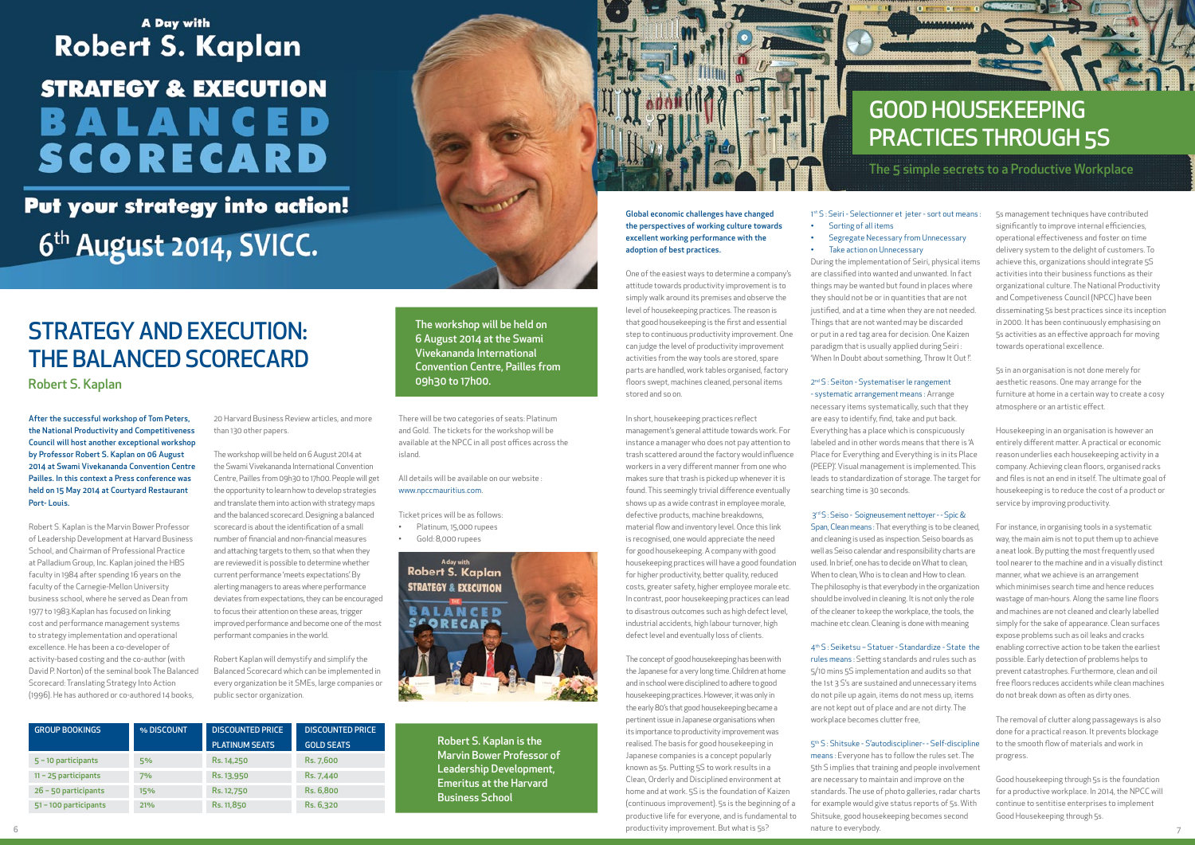A Day with
# Robert S. Kaplan
## STRATEGY & EXECUTION
## BALANCED SCORECARD
**Put your strategy into action!**

6th August 2014, SVICC.

# STRATEGY AND EXECUTION: THE BALANCED SCORECARD
### Robert S. Kaplan

**After the successful workshop of Tom Peters, the National Productivity and Competitiveness Council will host another exceptional workshop by Professor Robert S. Kaplan on 06 August 2014 at Swami Vivekananda Convention Centre Pailles. In this context a Press conference was held on 15 May 2014 at Courtyard Restaurant Port- Louis.**

Robert S. Kaplan is the Marvin Bower Professor of Leadership Development at Harvard Business School, and Chairman of Professional Practice at Palladium Group, Inc. Kaplan joined the HBS faculty in 1984 after spending 16 years on the faculty of the Carnegie-Mellon University business school, where he served as Dean from 1977 to 1983.Kaplan has focused on linking cost and performance management systems to strategy implementation and operational excellence. He has been a co-developer of activity-based costing and the co-author (with David P. Norton) of the seminal book The Balanced Scorecard: Translating Strategy Into Action (1996). He has authored or co-authored 14 books, 20 Harvard Business Review articles, and more than 130 other papers.

The workshop will be held on 6 August 2014 at the Swami Vivekananda International Convention Centre, Pailles from 09h30 to 17h00. People will get the opportunity to learn how to develop strategies and translate them into action with strategy maps and the balanced scorecard. Designing a balanced scorecard is about the identification of a small number of financial and non-financial measures and attaching targets to them, so that when they are reviewed it is possible to determine whether current performance 'meets expectations'. By alerting managers to areas where performance deviates from expectations, they can be encouraged to focus their attention on these areas, trigger improved performance and become one of the most performant companies in the world.

Robert Kaplan will demystify and simplify the Balanced Scorecard which can be implemented in every organization be it SMEs, large companies or public sector organization.

**The workshop will be held on 6 August 2014 at the Swami Vivekananda International Convention Centre, Pailles from 09h30 to 17h00.**

There will be two categories of seats: Platinum and Gold. The tickets for the workshop will be available at the NPCC in all post offices across the island.

All details will be available on our website : www.npccmauritius.com.

Ticket prices will be as follows:
- Platinum, 15,000 rupees
- Gold: 8,000 rupees

| GROUP BOOKINGS | % DISCOUNT | DISCOUNTED PRICE PLATINUM SEATS | DISCOUNTED PRICE GOLD SEATS |
|---|---|---|---|
| 5 – 10 participants | 5% | Rs. 14,250 | Rs. 7,600 |
| 11 – 25 participants | 7% | Rs. 13,950 | Rs. 7,440 |
| 26 – 50 participants | 15% | Rs. 12,750 | Rs. 6,800 |
| 51 – 100 participants | 21% | Rs. 11,850 | Rs. 6,320 |

**Robert S. Kaplan is the Marvin Bower Professor of Leadership Development, Emeritus at the Harvard Business School**

# GOOD HOUSEKEEPING PRACTICES THROUGH 5S
### The 5 simple secrets to a Productive Workplace

**Global economic challenges have changed the perspectives of working culture towards excellent working performance with the adoption of best practices.**

One of the easiest ways to determine a company's attitude towards productivity improvement is to simply walk around its premises and observe the level of housekeeping practices. The reason is that good housekeeping is the first and essential step to continuous productivity improvement. One can judge the level of productivity improvement activities from the way tools are stored, spare parts are handled, work tables organised, factory floors swept, machines cleaned, personal items stored and so on.

In short, housekeeping practices reflect management's general attitude towards work. For instance a manager who does not pay attention to trash scattered around the factory would influence workers in a very different manner from one who makes sure that trash is picked up whenever it is found. This seemingly trivial difference eventually shows up as a wide contrast in employee morale, defective products, machine breakdowns, material flow and inventory level. Once this link is recognised, one would appreciate the need for good housekeeping. A company with good housekeeping practices will have a good foundation for higher productivity, better quality, reduced costs, greater safety, higher employee morale etc. In contrast, poor housekeeping practices can lead to disastrous outcomes such as high defect level, industrial accidents, high labour turnover, high defect level and eventually loss of clients.

The concept of good housekeeping has been with the Japanese for a very long time. Children at home and in school were disciplined to adhere to good housekeeping practices. However, it was only in the early 80's that good housekeeping became a pertinent issue in Japanese organisations when its importance to productivity improvement was realised. The basis for good housekeeping in Japanese companies is a concept popularly known as 5s. Putting 5S to work results in a Clean, Orderly and Disciplined environment at home and at work. 5S is the foundation of Kaizen (continuous improvement). 5s is the beginning of a productive life for everyone, and is fundamental to productivity improvement. But what is 5s?

1st S : Seiri - Selectionner et jeter - sort out means :
- Sorting of all items
- Segregate Necessary from Unnecessary
- Take action on Unnecessary

During the implementation of Seiri, physical items are classified into wanted and unwanted. In fact things may be wanted but found in places where they should not be or in quantities that are not justified, and at a time when they are not needed. Things that are not wanted may be discarded or put in a red tag area for decision. One Kaizen paradigm that is usually applied during Seiri : 'When In Doubt about something, Throw It Out !'.

2nd S : Seiton - Systematiser le rangement - systematic arrangement means : Arrange necessary items systematically, such that they are easy to identify, find, take and put back. Everything has a place which is conspicuously labeled and in other words means that there is 'A Place for Everything and Everything is in its Place (PEEP)'. Visual management is implemented. This leads to standardization of storage. The target for searching time is 30 seconds.

3rd S : Seiso - Soigneusement nettoyer - - Spic & Span, Clean means : That everything is to be cleaned, and cleaning is used as inspection. Seiso boards as well as Seiso calendar and responsibility charts are used. In brief, one has to decide on What to clean, When to clean, Who is to clean and How to clean. The philosophy is that everybody in the organization should be involved in cleaning. It is not only the role of the cleaner to keep the workplace, the tools, the machine etc clean. Cleaning is done with meaning

4th S : Seiketsu – Statuer - Standardize - State the rules means : Setting standards and rules such as 5/10 mins 5S implementation and audits so that the 1st 3 S's are sustained and unnecessary items do not pile up again, items do not mess up, items are not kept out of place and are not dirty. The workplace becomes clutter free,

5th S : Shitsuke - S'autodiscipliner- - Self-discipline means : Everyone has to follow the rules set. The 5th S implies that training and people involvement are necessary to maintain and improve on the standards. The use of photo galleries, radar charts for example would give status reports of 5s. With Shitsuke, good housekeeping becomes second nature to everybody.

5s management techniques have contributed significantly to improve internal efficiencies, operational effectiveness and foster on time delivery system to the delight of customers. To achieve this, organizations should integrate 5S activities into their business functions as their organizational culture. The National Productivity and Competiveness Council (NPCC) have been disseminating 5s best practices since its inception in 2000. It has been continuously emphasising on 5s activities as an effective approach for moving towards operational excellence.

5s in an organisation is not done merely for aesthetic reasons. One may arrange for the furniture at home in a certain way to create a cosy atmosphere or an artistic effect.

Housekeeping in an organisation is however an entirely different matter. A practical or economic reason underlies each housekeeping activity in a company. Achieving clean floors, organised racks and files is not an end in itself. The ultimate goal of housekeeping is to reduce the cost of a product or service by improving productivity.

For instance, in organising tools in a systematic way, the main aim is not to put them up to achieve a neat look. By putting the most frequently used tool nearer to the machine and in a visually distinct manner, what we achieve is an arrangement which minimises search time and hence reduces wastage of man-hours. Along the same line floors and machines are not cleaned and clearly labelled simply for the sake of appearance. Clean surfaces expose problems such as oil leaks and cracks enabling corrective action to be taken the earliest possible. Early detection of problems helps to prevent catastrophes. Furthermore, clean and oil free floors reduces accidents while clean machines do not break down as often as dirty ones.

The removal of clutter along passageways is also done for a practical reason. It prevents blockage to the smooth flow of materials and work in progress.

Good housekeeping through 5s is the foundation for a productive workplace. In 2014, the NPCC will continue to sentitise enterprises to implement Good Housekeeping through 5s.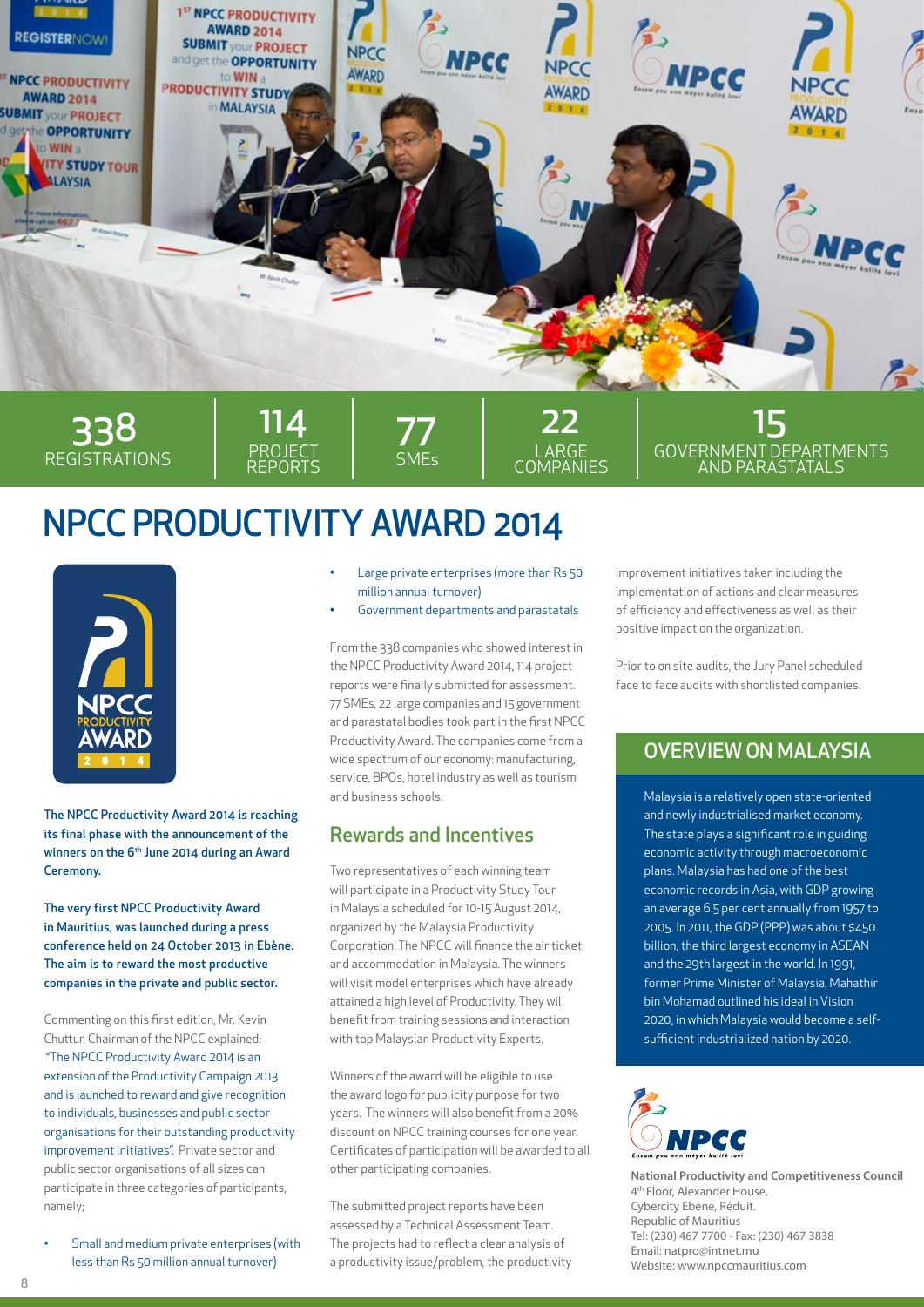338 REGISTRATIONS

114 PROJECT REPORTS

77 SMEs

22 LARGE COMPANIES

15 GOVERNMENT DEPARTMENTS AND PARASTATALS

# NPCC PRODUCTIVITY AWARD 2014

**The NPCC Productivity Award 2014 is reaching its final phase with the announcement of the winners on the 6th June 2014 during an Award Ceremony.**

**The very first NPCC Productivity Award in Mauritius, was launched during a press conference held on 24 October 2013 in Ebène. The aim is to reward the most productive companies in the private and public sector.**

Commenting on this first edition, Mr. Kevin Chuttur, Chairman of the NPCC explained: "The NPCC Productivity Award 2014 is an extension of the Productivity Campaign 2013 and is launched to reward and give recognition to individuals, businesses and public sector organisations for their outstanding productivity improvement initiatives". Private sector and public sector organisations of all sizes can participate in three categories of participants, namely;

- Small and medium private enterprises (with less than Rs 50 million annual turnover)
- Large private enterprises (more than Rs 50 million annual turnover)
- Government departments and parastatals

From the 338 companies who showed interest in the NPCC Productivity Award 2014, 114 project reports were finally submitted for assessment. 77 SMEs, 22 large companies and 15 government and parastatal bodies took part in the first NPCC Productivity Award. The companies come from a wide spectrum of our economy: manufacturing, service, BPOs, hotel industry as well as tourism and business schools.

## Rewards and Incentives

Two representatives of each winning team will participate in a Productivity Study Tour in Malaysia scheduled for 10-15 August 2014, organized by the Malaysia Productivity Corporation. The NPCC will finance the air ticket and accommodation in Malaysia. The winners will visit model enterprises which have already attained a high level of Productivity. They will benefit from training sessions and interaction with top Malaysian Productivity Experts.

Winners of the award will be eligible to use the award logo for publicity purpose for two years. The winners will also benefit from a 20% discount on NPCC training courses for one year. Certificates of participation will be awarded to all other participating companies.

The submitted project reports have been assessed by a Technical Assessment Team. The projects had to reflect a clear analysis of a productivity issue/problem, the productivity improvement initiatives taken including the implementation of actions and clear measures of efficiency and effectiveness as well as their positive impact on the organization.

Prior to on site audits, the Jury Panel scheduled face to face audits with shortlisted companies.

## OVERVIEW ON MALAYSIA

Malaysia is a relatively open state-oriented and newly industrialised market economy. The state plays a significant role in guiding economic activity through macroeconomic plans. Malaysia has had one of the best economic records in Asia, with GDP growing an average 6.5 per cent annually from 1957 to 2005. In 2011, the GDP (PPP) was about $450 billion, the third largest economy in ASEAN and the 29th largest in the world. In 1991, former Prime Minister of Malaysia, Mahathir bin Mohamad outlined his ideal in Vision 2020, in which Malaysia would become a self-sufficient industrialized nation by 2020.

**National Productivity and Competitiveness Council**
4th Floor, Alexander House,
Cybercity Ebène, Réduit.
Republic of Mauritius
Tel: (230) 467 7700 - Fax: (230) 467 3838
Email: natpro@intnet.mu
Website: www.npccmauritius.com